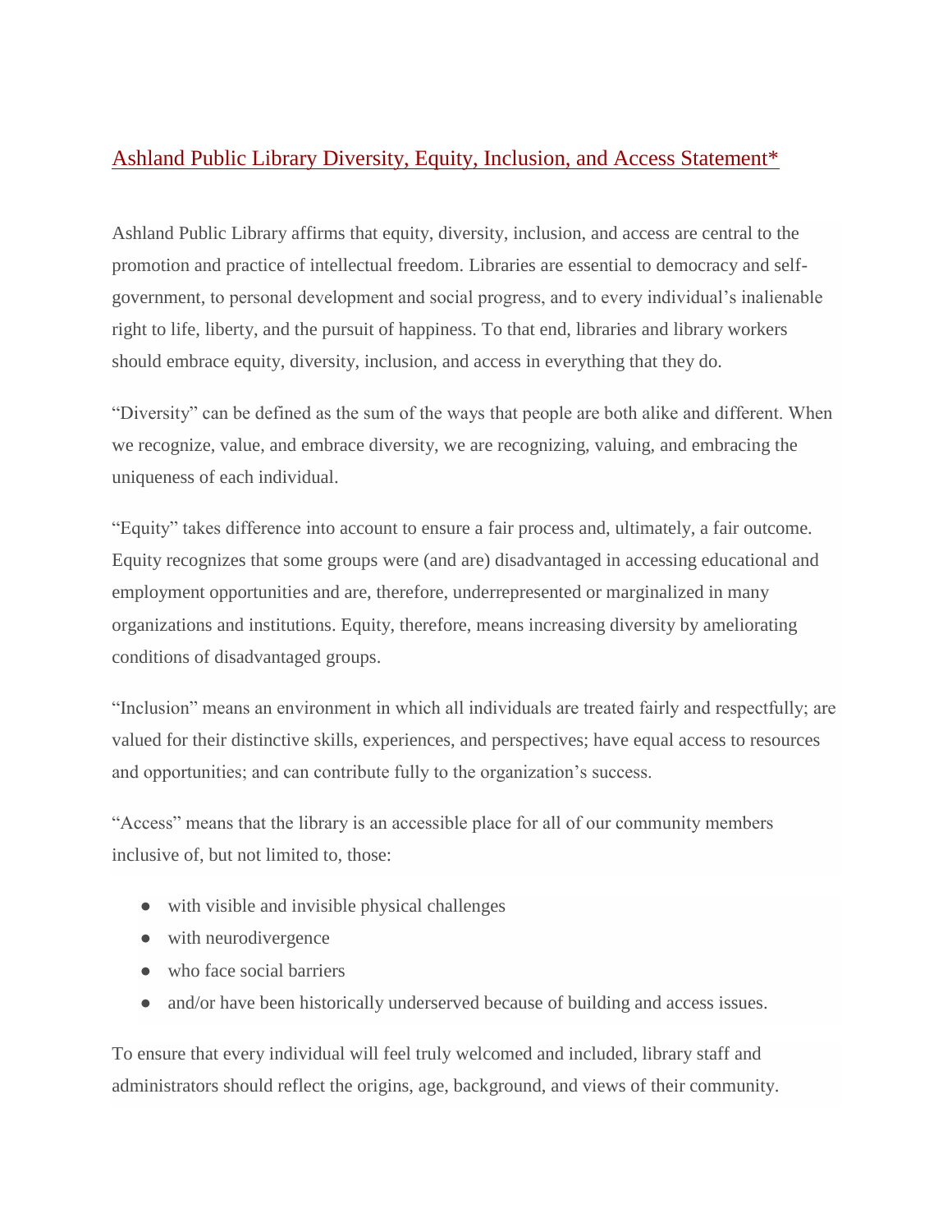# Ashland Public Library Diversity, Equity, Inclusion, and Access Statement*

Ashland Public Library affirms that equity, diversity, inclusion, and access are central to the promotion and practice of intellectual freedom. Libraries are essential to democracy and self-government, to personal development and social progress, and to every individual's inalienable right to life, liberty, and the pursuit of happiness. To that end, libraries and library workers should embrace equity, diversity, inclusion, and access in everything that they do.

"Diversity" can be defined as the sum of the ways that people are both alike and different. When we recognize, value, and embrace diversity, we are recognizing, valuing, and embracing the uniqueness of each individual.

"Equity" takes difference into account to ensure a fair process and, ultimately, a fair outcome. Equity recognizes that some groups were (and are) disadvantaged in accessing educational and employment opportunities and are, therefore, underrepresented or marginalized in many organizations and institutions. Equity, therefore, means increasing diversity by ameliorating conditions of disadvantaged groups.

"Inclusion" means an environment in which all individuals are treated fairly and respectfully; are valued for their distinctive skills, experiences, and perspectives; have equal access to resources and opportunities; and can contribute fully to the organization's success.

"Access" means that the library is an accessible place for all of our community members inclusive of, but not limited to, those:

- with visible and invisible physical challenges
- with neurodivergence
- who face social barriers
- and/or have been historically underserved because of building and access issues.

To ensure that every individual will feel truly welcomed and included, library staff and administrators should reflect the origins, age, background, and views of their community.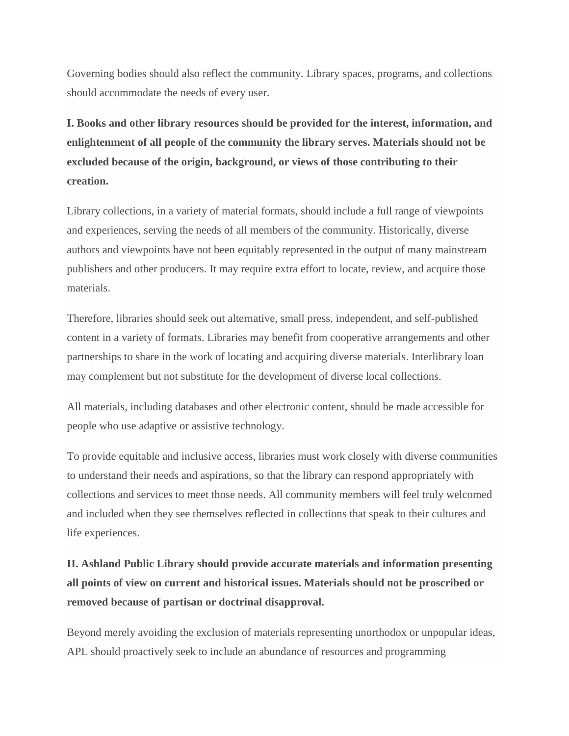Governing bodies should also reflect the community. Library spaces, programs, and collections should accommodate the needs of every user.

**I. Books and other library resources should be provided for the interest, information, and enlightenment of all people of the community the library serves. Materials should not be excluded because of the origin, background, or views of those contributing to their creation.**

Library collections, in a variety of material formats, should include a full range of viewpoints and experiences, serving the needs of all members of the community. Historically, diverse authors and viewpoints have not been equitably represented in the output of many mainstream publishers and other producers. It may require extra effort to locate, review, and acquire those materials.

Therefore, libraries should seek out alternative, small press, independent, and self-published content in a variety of formats. Libraries may benefit from cooperative arrangements and other partnerships to share in the work of locating and acquiring diverse materials. Interlibrary loan may complement but not substitute for the development of diverse local collections.

All materials, including databases and other electronic content, should be made accessible for people who use adaptive or assistive technology.

To provide equitable and inclusive access, libraries must work closely with diverse communities to understand their needs and aspirations, so that the library can respond appropriately with collections and services to meet those needs. All community members will feel truly welcomed and included when they see themselves reflected in collections that speak to their cultures and life experiences.

**II. Ashland Public Library should provide accurate materials and information presenting all points of view on current and historical issues. Materials should not be proscribed or removed because of partisan or doctrinal disapproval.**

Beyond merely avoiding the exclusion of materials representing unorthodox or unpopular ideas, APL should proactively seek to include an abundance of resources and programming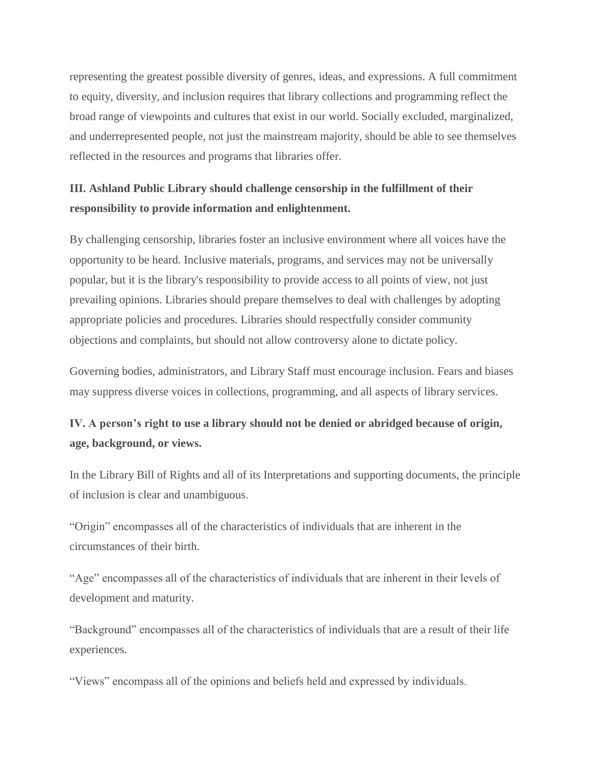representing the greatest possible diversity of genres, ideas, and expressions. A full commitment to equity, diversity, and inclusion requires that library collections and programming reflect the broad range of viewpoints and cultures that exist in our world. Socially excluded, marginalized, and underrepresented people, not just the mainstream majority, should be able to see themselves reflected in the resources and programs that libraries offer.

**III. Ashland Public Library should challenge censorship in the fulfillment of their responsibility to provide information and enlightenment.**

By challenging censorship, libraries foster an inclusive environment where all voices have the opportunity to be heard. Inclusive materials, programs, and services may not be universally popular, but it is the library's responsibility to provide access to all points of view, not just prevailing opinions. Libraries should prepare themselves to deal with challenges by adopting appropriate policies and procedures. Libraries should respectfully consider community objections and complaints, but should not allow controversy alone to dictate policy.

Governing bodies, administrators, and Library Staff must encourage inclusion. Fears and biases may suppress diverse voices in collections, programming, and all aspects of library services.

**IV. A person's right to use a library should not be denied or abridged because of origin, age, background, or views.**

In the Library Bill of Rights and all of its Interpretations and supporting documents, the principle of inclusion is clear and unambiguous.

"Origin" encompasses all of the characteristics of individuals that are inherent in the circumstances of their birth.

"Age" encompasses all of the characteristics of individuals that are inherent in their levels of development and maturity.

"Background" encompasses all of the characteristics of individuals that are a result of their life experiences.

"Views" encompass all of the opinions and beliefs held and expressed by individuals.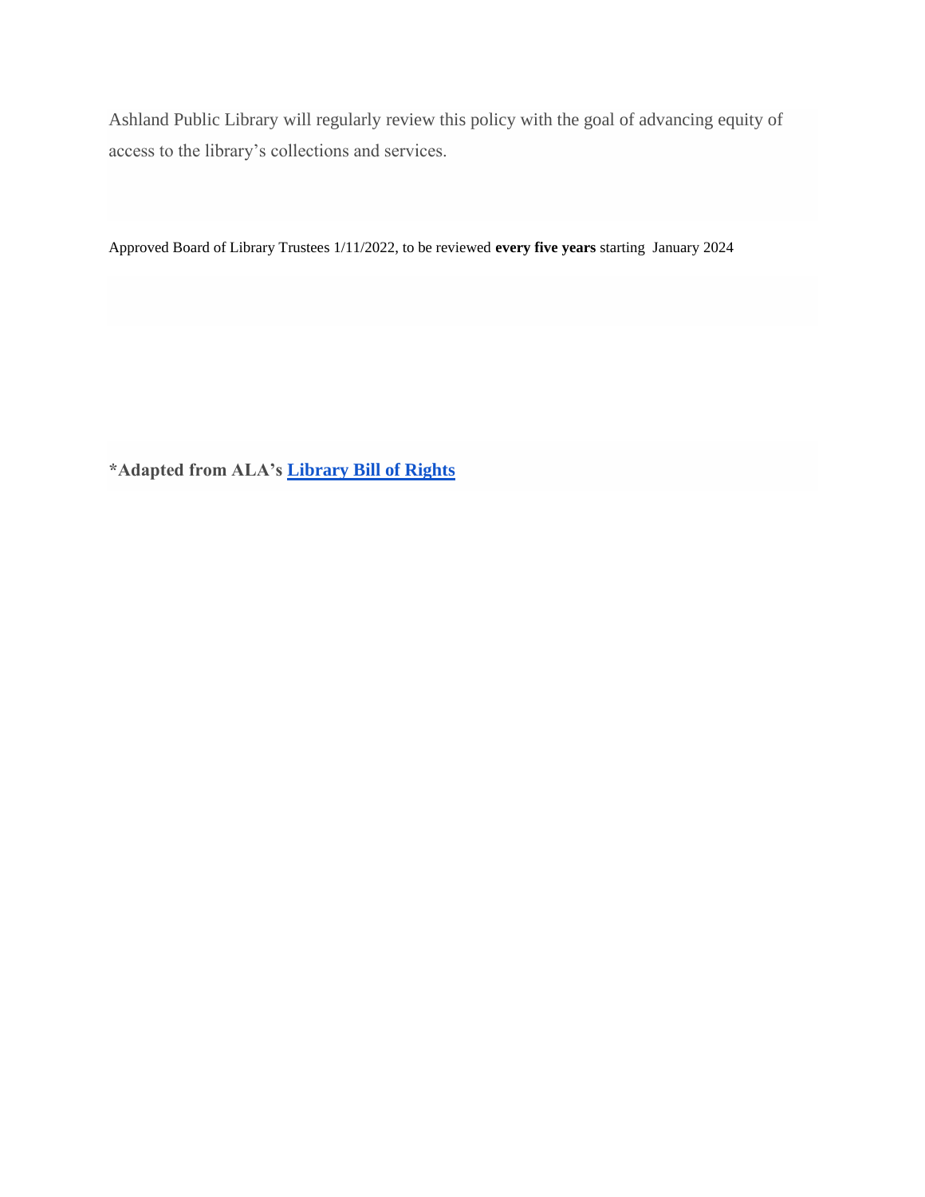Ashland Public Library will regularly review this policy with the goal of advancing equity of access to the library's collections and services.

Approved Board of Library Trustees 1/11/2022, to be reviewed **every five years** starting January 2024

**\*Adapted from ALA's [Library Bill of Rights]**